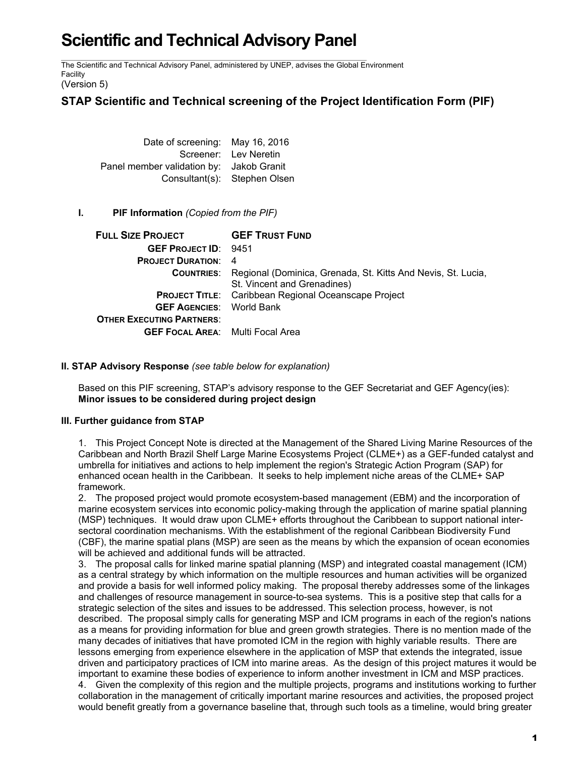# Scientific and Technical Advisory Panel

The Scientific and Technical Advisory Panel, administered by UNEP, advises the Global Environment Facility
(Version 5)

## STAP Scientific and Technical screening of the Project Identification Form (PIF)

| | |
|---|---|
| Date of screening: | May 16, 2016 |
| Screener: | Lev Neretin |
| Panel member validation by: | Jakob Granit |
| Consultant(s): | Stephen Olsen |

### I. PIF Information *(Copied from the PIF)*

| **FULL SIZE PROJECT** | **GEF TRUST FUND** |
|---|---|
| **GEF PROJECT ID**: | 9451 |
| **PROJECT DURATION**: | 4 |
| **COUNTRIES**: | Regional (Dominica, Grenada, St. Kitts And Nevis, St. Lucia, St. Vincent and Grenadines) |
| **PROJECT TITLE**: | Caribbean Regional Oceanscape Project |
| **GEF AGENCIES**: | World Bank |
| **OTHER EXECUTING PARTNERS**: | |
| **GEF FOCAL AREA**: | Multi Focal Area |

### II. STAP Advisory Response *(see table below for explanation)*

Based on this PIF screening, STAP's advisory response to the GEF Secretariat and GEF Agency(ies):
**Minor issues to be considered during project design**

### III. Further guidance from STAP

1. This Project Concept Note is directed at the Management of the Shared Living Marine Resources of the Caribbean and North Brazil Shelf Large Marine Ecosystems Project (CLME+) as a GEF-funded catalyst and umbrella for initiatives and actions to help implement the region's Strategic Action Program (SAP) for enhanced ocean health in the Caribbean. It seeks to help implement niche areas of the CLME+ SAP framework.
2. The proposed project would promote ecosystem-based management (EBM) and the incorporation of marine ecosystem services into economic policy-making through the application of marine spatial planning (MSP) techniques. It would draw upon CLME+ efforts throughout the Caribbean to support national inter-sectoral coordination mechanisms. With the establishment of the regional Caribbean Biodiversity Fund (CBF), the marine spatial plans (MSP) are seen as the means by which the expansion of ocean economies will be achieved and additional funds will be attracted.
3. The proposal calls for linked marine spatial planning (MSP) and integrated coastal management (ICM) as a central strategy by which information on the multiple resources and human activities will be organized and provide a basis for well informed policy making. The proposal thereby addresses some of the linkages and challenges of resource management in source-to-sea systems. This is a positive step that calls for a strategic selection of the sites and issues to be addressed. This selection process, however, is not described. The proposal simply calls for generating MSP and ICM programs in each of the region's nations as a means for providing information for blue and green growth strategies. There is no mention made of the many decades of initiatives that have promoted ICM in the region with highly variable results. There are lessons emerging from experience elsewhere in the application of MSP that extends the integrated, issue driven and participatory practices of ICM into marine areas. As the design of this project matures it would be important to examine these bodies of experience to inform another investment in ICM and MSP practices.
4. Given the complexity of this region and the multiple projects, programs and institutions working to further collaboration in the management of critically important marine resources and activities, the proposed project would benefit greatly from a governance baseline that, through such tools as a timeline, would bring greater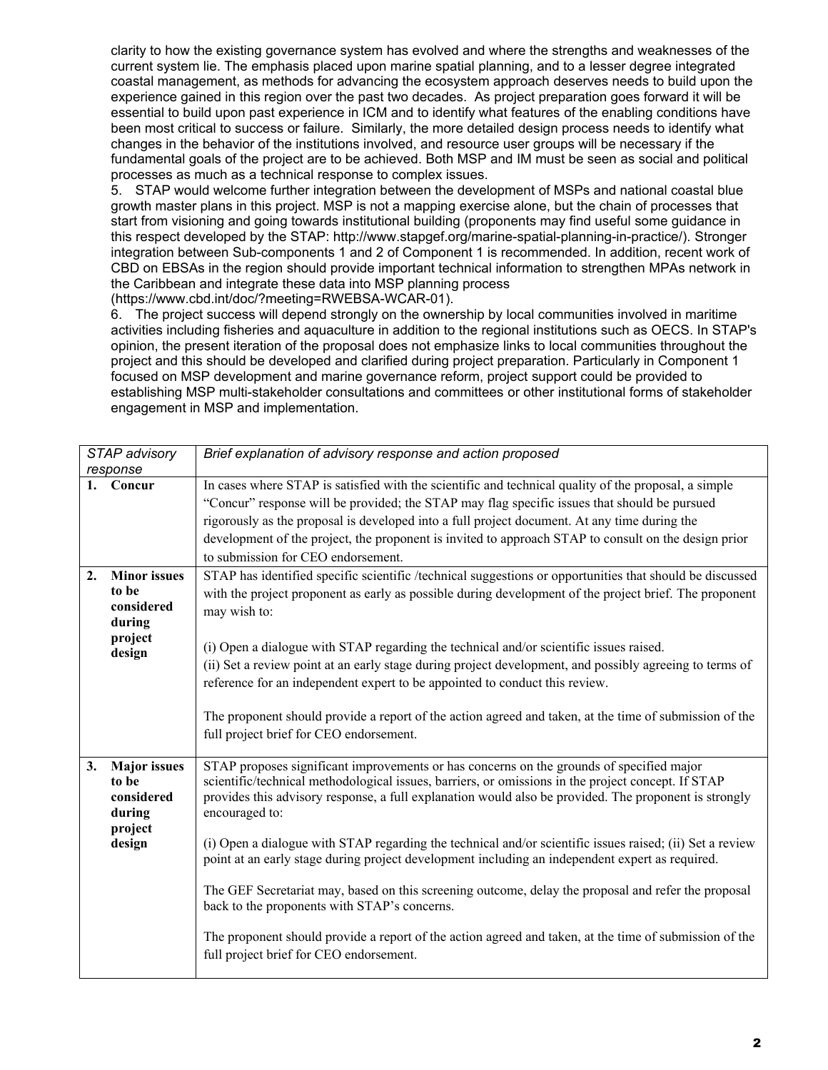clarity to how the existing governance system has evolved and where the strengths and weaknesses of the current system lie. The emphasis placed upon marine spatial planning, and to a lesser degree integrated coastal management, as methods for advancing the ecosystem approach deserves needs to build upon the experience gained in this region over the past two decades. As project preparation goes forward it will be essential to build upon past experience in ICM and to identify what features of the enabling conditions have been most critical to success or failure. Similarly, the more detailed design process needs to identify what changes in the behavior of the institutions involved, and resource user groups will be necessary if the fundamental goals of the project are to be achieved. Both MSP and IM must be seen as social and political processes as much as a technical response to complex issues.

5. STAP would welcome further integration between the development of MSPs and national coastal blue growth master plans in this project. MSP is not a mapping exercise alone, but the chain of processes that start from visioning and going towards institutional building (proponents may find useful some guidance in this respect developed by the STAP: http://www.stapgef.org/marine-spatial-planning-in-practice/). Stronger integration between Sub-components 1 and 2 of Component 1 is recommended. In addition, recent work of CBD on EBSAs in the region should provide important technical information to strengthen MPAs network in the Caribbean and integrate these data into MSP planning process (https://www.cbd.int/doc/?meeting=RWEBSA-WCAR-01).

6. The project success will depend strongly on the ownership by local communities involved in maritime activities including fisheries and aquaculture in addition to the regional institutions such as OECS. In STAP's opinion, the present iteration of the proposal does not emphasize links to local communities throughout the project and this should be developed and clarified during project preparation. Particularly in Component 1 focused on MSP development and marine governance reform, project support could be provided to establishing MSP multi-stakeholder consultations and committees or other institutional forms of stakeholder engagement in MSP and implementation.

| *STAP advisory response* | *Brief explanation of advisory response and action proposed* |
|---|---|
| **1. Concur** | In cases where STAP is satisfied with the scientific and technical quality of the proposal, a simple "Concur" response will be provided; the STAP may flag specific issues that should be pursued rigorously as the proposal is developed into a full project document. At any time during the development of the project, the proponent is invited to approach STAP to consult on the design prior to submission for CEO endorsement. |
| **2. Minor issues to be considered during project design** | STAP has identified specific scientific /technical suggestions or opportunities that should be discussed with the project proponent as early as possible during development of the project brief. The proponent may wish to:<br><br>(i) Open a dialogue with STAP regarding the technical and/or scientific issues raised.<br>(ii) Set a review point at an early stage during project development, and possibly agreeing to terms of reference for an independent expert to be appointed to conduct this review.<br><br>The proponent should provide a report of the action agreed and taken, at the time of submission of the full project brief for CEO endorsement. |
| **3. Major issues to be considered during project design** | STAP proposes significant improvements or has concerns on the grounds of specified major scientific/technical methodological issues, barriers, or omissions in the project concept. If STAP provides this advisory response, a full explanation would also be provided. The proponent is strongly encouraged to:<br><br>(i) Open a dialogue with STAP regarding the technical and/or scientific issues raised; (ii) Set a review point at an early stage during project development including an independent expert as required.<br><br>The GEF Secretariat may, based on this screening outcome, delay the proposal and refer the proposal back to the proponents with STAP's concerns.<br><br>The proponent should provide a report of the action agreed and taken, at the time of submission of the full project brief for CEO endorsement. |